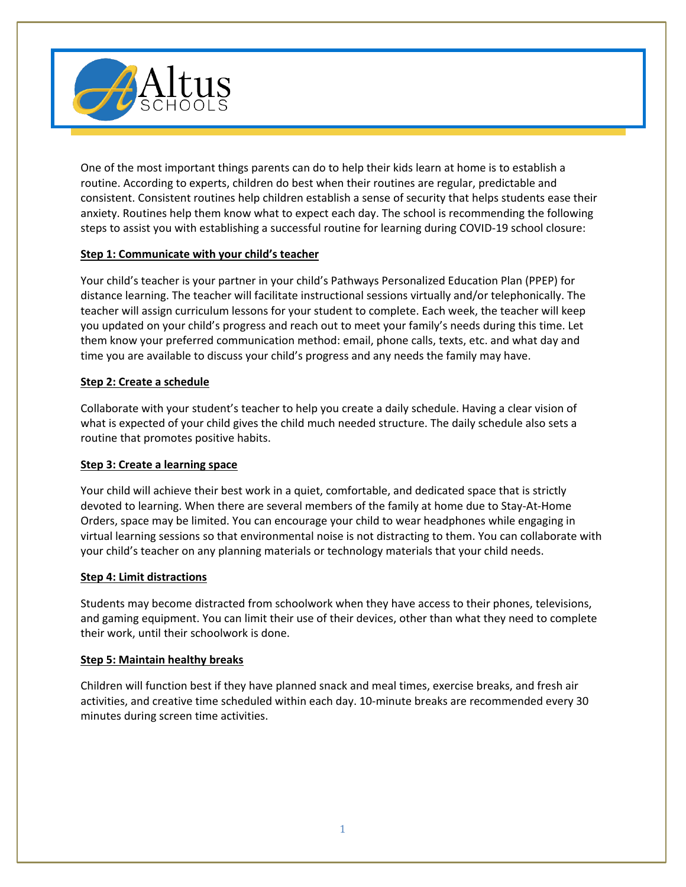Altus SCHOOLS

One of the most important things parents can do to help their kids learn at home is to establish a routine. According to experts, children do best when their routines are regular, predictable and consistent. Consistent routines help children establish a sense of security that helps students ease their anxiety. Routines help them know what to expect each day. The school is recommending the following steps to assist you with establishing a successful routine for learning during COVID-19 school closure:

**Step 1: Communicate with your child's teacher**

Your child's teacher is your partner in your child's Pathways Personalized Education Plan (PPEP) for distance learning. The teacher will facilitate instructional sessions virtually and/or telephonically. The teacher will assign curriculum lessons for your student to complete. Each week, the teacher will keep you updated on your child's progress and reach out to meet your family's needs during this time. Let them know your preferred communication method: email, phone calls, texts, etc. and what day and time you are available to discuss your child's progress and any needs the family may have.

**Step 2: Create a schedule**

Collaborate with your student's teacher to help you create a daily schedule. Having a clear vision of what is expected of your child gives the child much needed structure. The daily schedule also sets a routine that promotes positive habits.

**Step 3: Create a learning space**

Your child will achieve their best work in a quiet, comfortable, and dedicated space that is strictly devoted to learning. When there are several members of the family at home due to Stay-At-Home Orders, space may be limited. You can encourage your child to wear headphones while engaging in virtual learning sessions so that environmental noise is not distracting to them. You can collaborate with your child's teacher on any planning materials or technology materials that your child needs.

**Step 4: Limit distractions**

Students may become distracted from schoolwork when they have access to their phones, televisions, and gaming equipment. You can limit their use of their devices, other than what they need to complete their work, until their schoolwork is done.

**Step 5: Maintain healthy breaks**

Children will function best if they have planned snack and meal times, exercise breaks, and fresh air activities, and creative time scheduled within each day. 10-minute breaks are recommended every 30 minutes during screen time activities.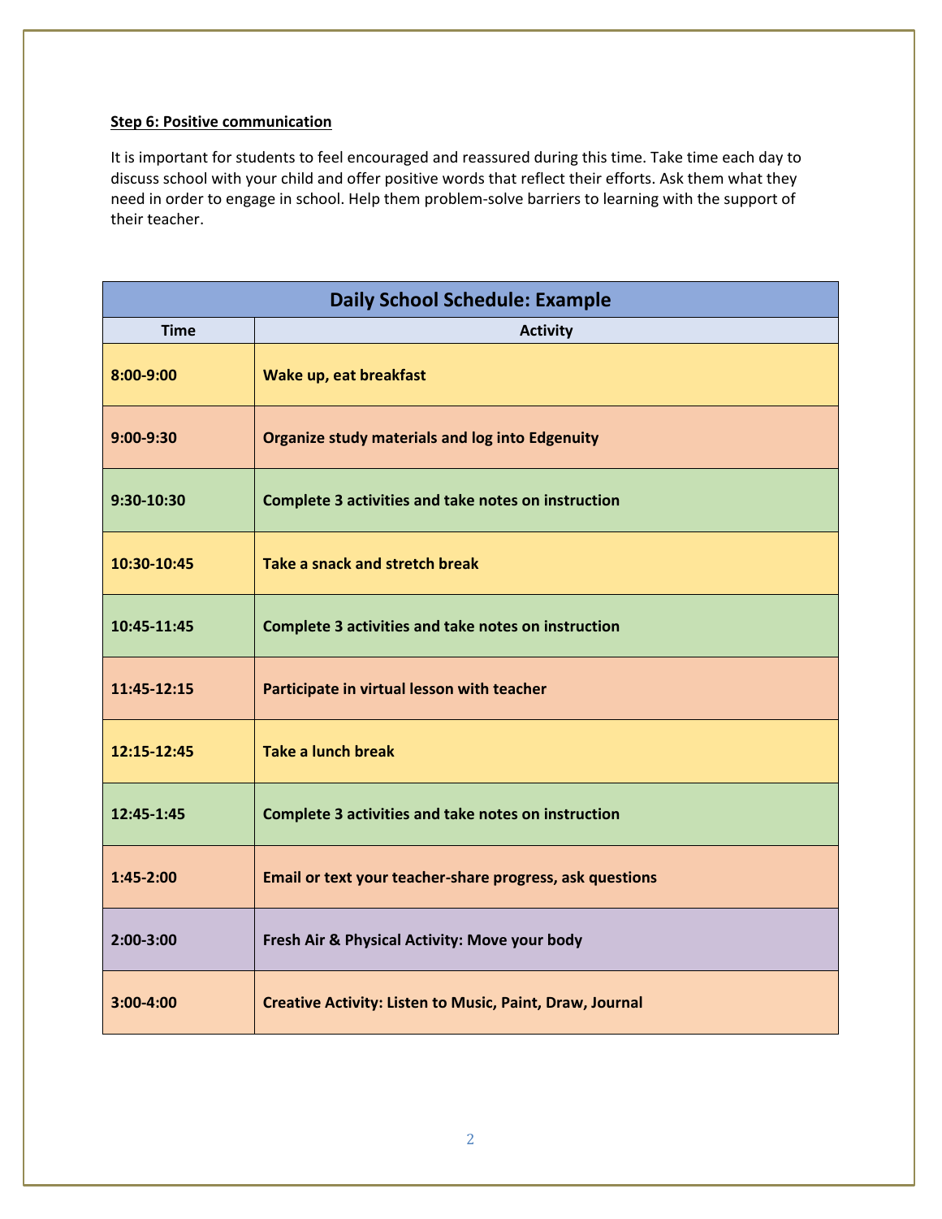**Step 6: Positive communication**

It is important for students to feel encouraged and reassured during this time. Take time each day to discuss school with your child and offer positive words that reflect their efforts. Ask them what they need in order to engage in school. Help them problem-solve barriers to learning with the support of their teacher.

| Daily School Schedule: Example | |
|---|---|
| **Time** | **Activity** |
| **8:00-9:00** | **Wake up, eat breakfast** |
| **9:00-9:30** | **Organize study materials and log into Edgenuity** |
| **9:30-10:30** | **Complete 3 activities and take notes on instruction** |
| **10:30-10:45** | **Take a snack and stretch break** |
| **10:45-11:45** | **Complete 3 activities and take notes on instruction** |
| **11:45-12:15** | **Participate in virtual lesson with teacher** |
| **12:15-12:45** | **Take a lunch break** |
| **12:45-1:45** | **Complete 3 activities and take notes on instruction** |
| **1:45-2:00** | **Email or text your teacher-share progress, ask questions** |
| **2:00-3:00** | **Fresh Air & Physical Activity: Move your body** |
| **3:00-4:00** | **Creative Activity: Listen to Music, Paint, Draw, Journal** |